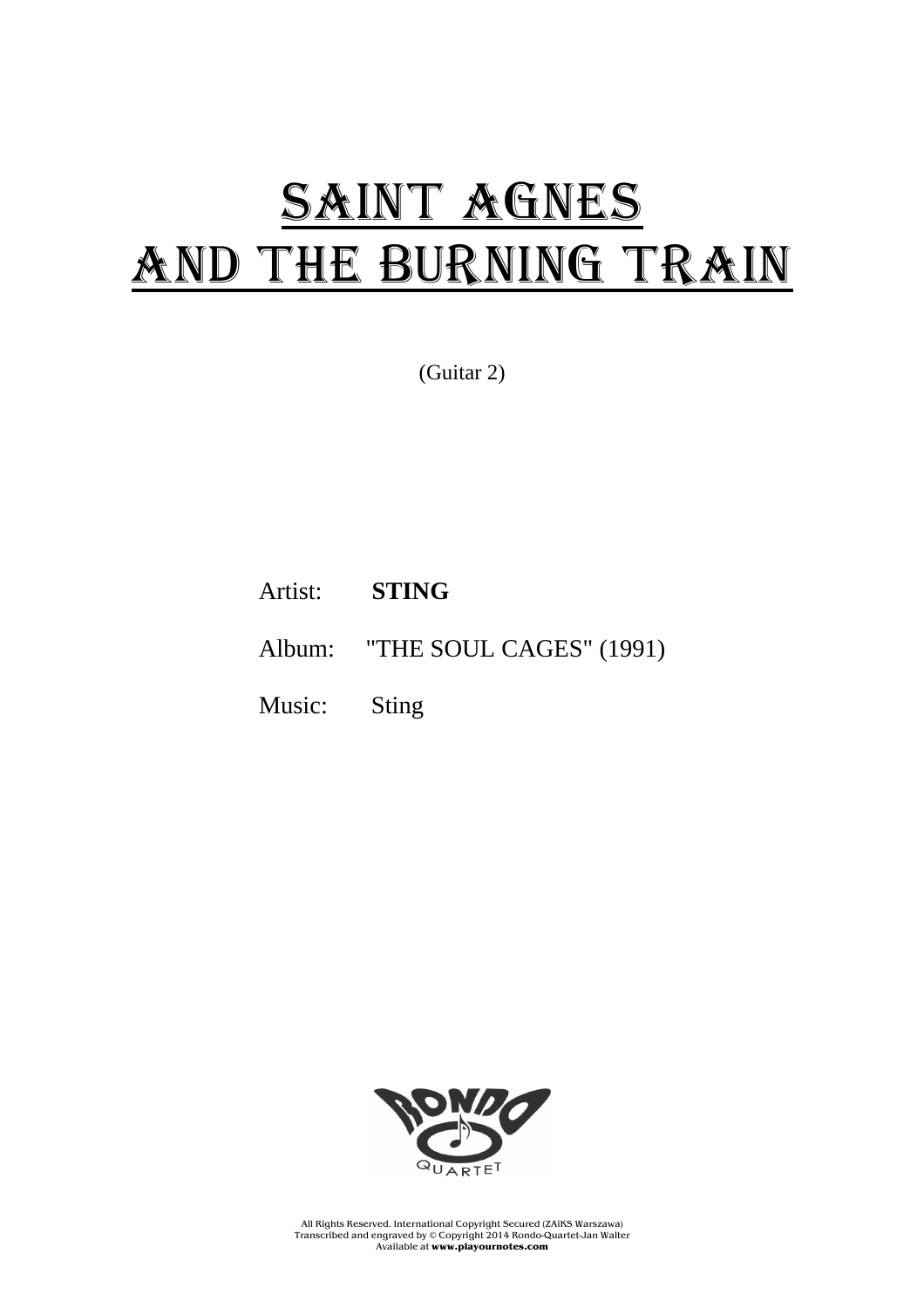# SAINT AGNES AND THE BURNING TRAIN

(Guitar 2)

Artist: **STING**

Album: "THE SOUL CAGES" (1991)

Music: Sting

All Rights Reserved. International Copyright Secured (ZAiKS Warszawa)
Transcribed and engraved by © Copyright 2014 Rondo-Quartet-Jan Walter
Available at **www.playournotes.com**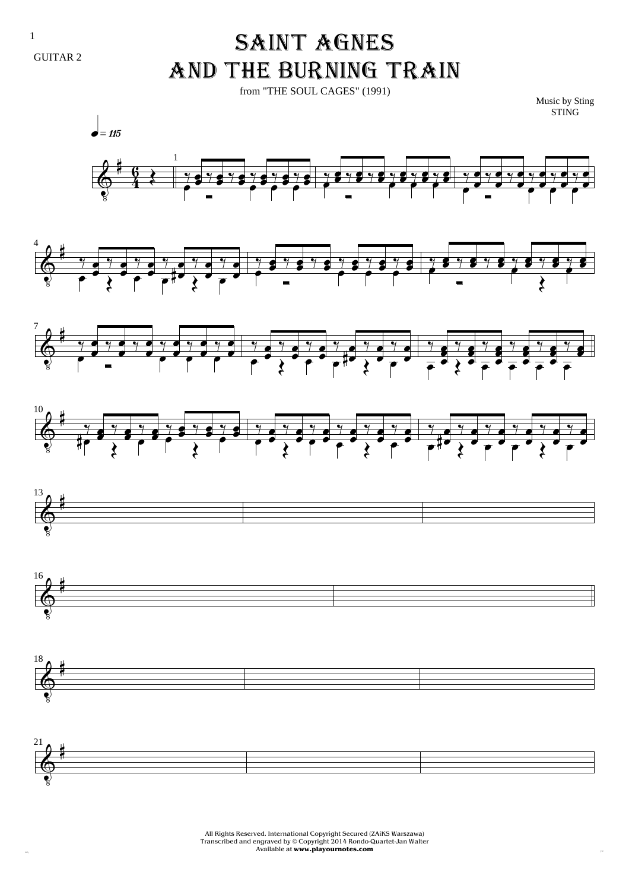GUITAR 2

# SAINT AGNES AND THE BURNING TRAIN

from "THE SOUL CAGES" (1991)

Music by Sting
STING

All Rights Reserved. International Copyright Secured (ZAiKS Warszawa)
Transcribed and engraved by © Copyright 2014 Rondo-Quartet-Jan Walter
Available at **www.playournotes.com**